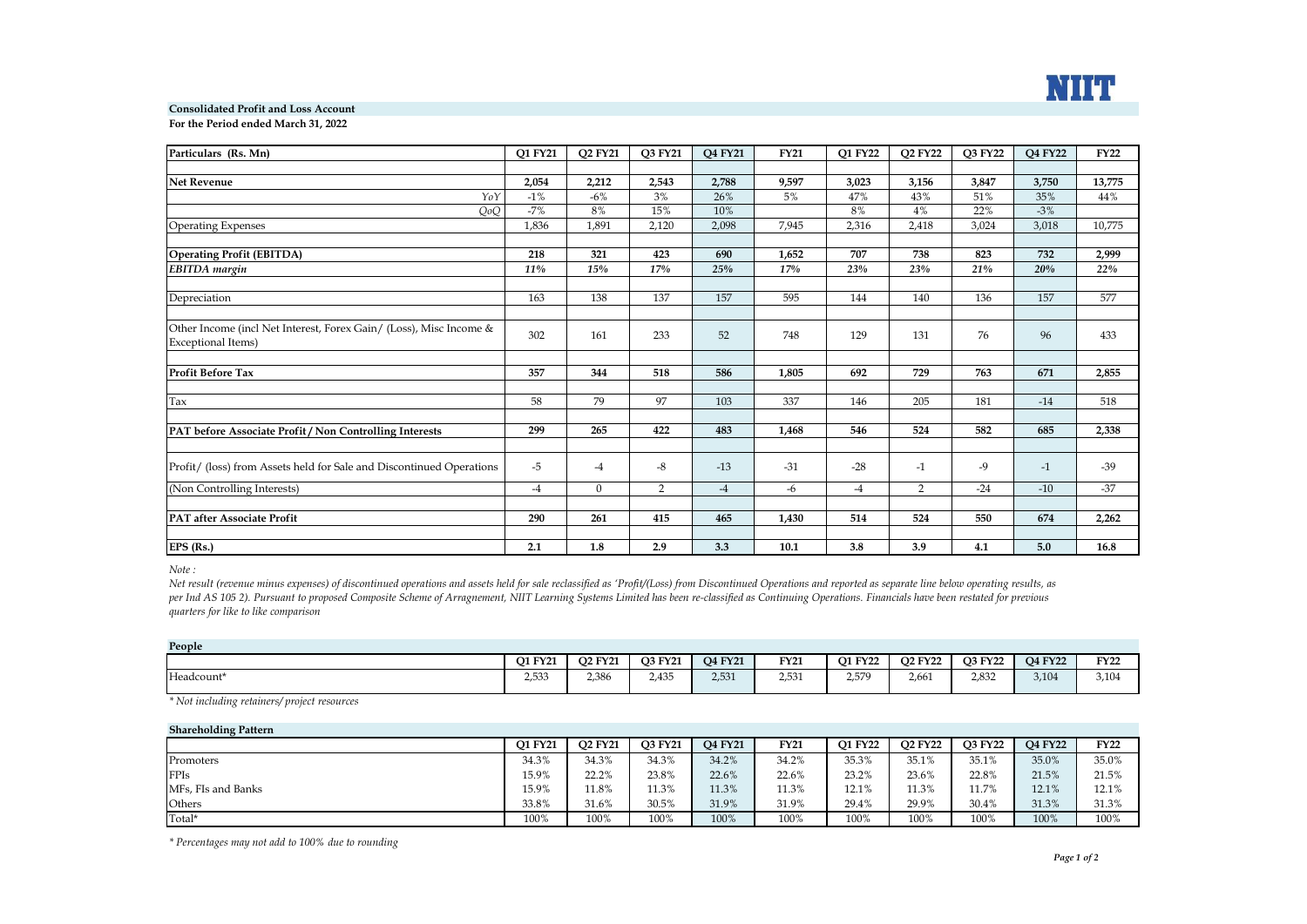NIIT

**Consolidated Profit and Loss Account**

**For the Period ended March 31, 2022**

| Particulars (Rs. Mn) | Q1 FY21 | Q2 FY21 | Q3 FY21 | Q4 FY21 | FY21 | Q1 FY22 | Q2 FY22 | Q3 FY22 | Q4 FY22 | FY22 |
|---|---|---|---|---|---|---|---|---|---|---|
| **Net Revenue** | **2,054** | **2,212** | **2,543** | **2,788** | **9,597** | **3,023** | **3,156** | **3,847** | **3,750** | **13,775** |
| *YoY* | -1% | -6% | 3% | 26% | 5% | 47% | 43% | 51% | 35% | 44% |
| *QoQ* | -7% | 8% | 15% | 10% | | 8% | 4% | 22% | -3% | |
| Operating Expenses | 1,836 | 1,891 | 2,120 | 2,098 | 7,945 | 2,316 | 2,418 | 3,024 | 3,018 | 10,775 |
| **Operating Profit (EBITDA)** | **218** | **321** | **423** | **690** | **1,652** | **707** | **738** | **823** | **732** | **2,999** |
| ***EBITDA margin*** | ***11%*** | ***15%*** | ***17%*** | ***25%*** | ***17%*** | ***23%*** | ***23%*** | ***21%*** | ***20%*** | ***22%*** |
| Depreciation | 163 | 138 | 137 | 157 | 595 | 144 | 140 | 136 | 157 | 577 |
| Other Income (incl Net Interest, Forex Gain/ (Loss), Misc Income & Exceptional Items) | 302 | 161 | 233 | 52 | 748 | 129 | 131 | 76 | 96 | 433 |
| **Profit Before Tax** | **357** | **344** | **518** | **586** | **1,805** | **692** | **729** | **763** | **671** | **2,855** |
| Tax | 58 | 79 | 97 | 103 | 337 | 146 | 205 | 181 | -14 | 518 |
| **PAT before Associate Profit / Non Controlling Interests** | **299** | **265** | **422** | **483** | **1,468** | **546** | **524** | **582** | **685** | **2,338** |
| Profit/ (loss) from Assets held for Sale and Discontinued Operations | -5 | -4 | -8 | -13 | -31 | -28 | -1 | -9 | -1 | -39 |
| (Non Controlling Interests) | -4 | 0 | 2 | -4 | -6 | -4 | 2 | -24 | -10 | -37 |
| **PAT after Associate Profit** | **290** | **261** | **415** | **465** | **1,430** | **514** | **524** | **550** | **674** | **2,262** |
| **EPS (Rs.)** | **2.1** | **1.8** | **2.9** | **3.3** | **10.1** | **3.8** | **3.9** | **4.1** | **5.0** | **16.8** |

*Note :*

*Net result (revenue minus expenses) of discontinued operations and assets held for sale reclassified as 'Profit/(Loss) from Discontinued Operations and reported as separate line below operating results, as per Ind AS 105 2). Pursuant to proposed Composite Scheme of Arragnement, NIIT Learning Systems Limited has been re-classified as Continuing Operations. Financials have been restated for previous quarters for like to like comparison*

**People**

| | Q1 FY21 | Q2 FY21 | Q3 FY21 | Q4 FY21 | FY21 | Q1 FY22 | Q2 FY22 | Q3 FY22 | Q4 FY22 | FY22 |
|---|---|---|---|---|---|---|---|---|---|---|
| Headcount* | 2,533 | 2,386 | 2,435 | 2,531 | 2,531 | 2,579 | 2,661 | 2,832 | 3,104 | 3,104 |

*\* Not including retainers/ project resources*

**Shareholding Pattern**

| | Q1 FY21 | Q2 FY21 | Q3 FY21 | Q4 FY21 | FY21 | Q1 FY22 | Q2 FY22 | Q3 FY22 | Q4 FY22 | FY22 |
|---|---|---|---|---|---|---|---|---|---|---|
| Promoters | 34.3% | 34.3% | 34.3% | 34.2% | 34.2% | 35.3% | 35.1% | 35.1% | 35.0% | 35.0% |
| FPIs | 15.9% | 22.2% | 23.8% | 22.6% | 22.6% | 23.2% | 23.6% | 22.8% | 21.5% | 21.5% |
| MFs, FIs and Banks | 15.9% | 11.8% | 11.3% | 11.3% | 11.3% | 12.1% | 11.3% | 11.7% | 12.1% | 12.1% |
| Others | 33.8% | 31.6% | 30.5% | 31.9% | 31.9% | 29.4% | 29.9% | 30.4% | 31.3% | 31.3% |
| Total* | 100% | 100% | 100% | 100% | 100% | 100% | 100% | 100% | 100% | 100% |

*\* Percentages may not add to 100% due to rounding*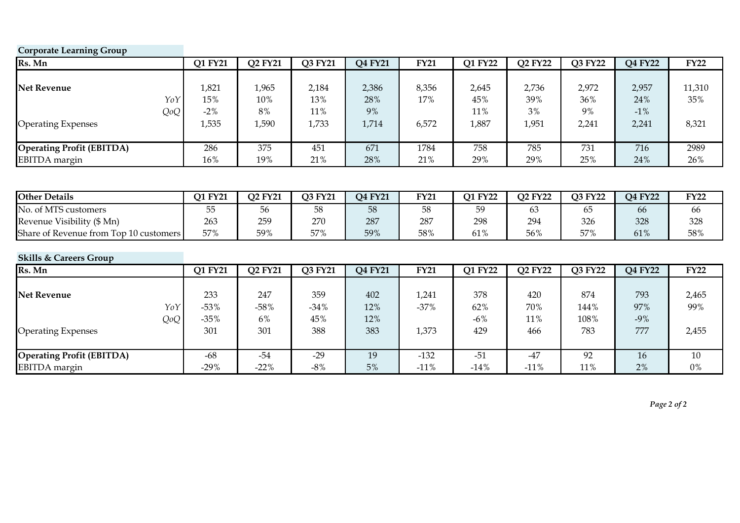**Corporate Learning Group**

| Rs. Mn | Q1 FY21 | Q2 FY21 | Q3 FY21 | Q4 FY21 | FY21 | Q1 FY22 | Q2 FY22 | Q3 FY22 | Q4 FY22 | FY22 |
|---|---|---|---|---|---|---|---|---|---|---|
| **Net Revenue** | 1,821 | 1,965 | 2,184 | 2,386 | 8,356 | 2,645 | 2,736 | 2,972 | 2,957 | 11,310 |
| *YoY* | 15% | 10% | 13% | 28% | 17% | 45% | 39% | 36% | 24% | 35% |
| *QoQ* | -2% | 8% | 11% | 9% | | 11% | 3% | 9% | -1% | |
| Operating Expenses | 1,535 | 1,590 | 1,733 | 1,714 | 6,572 | 1,887 | 1,951 | 2,241 | 2,241 | 8,321 |
| **Operating Profit (EBITDA)** | 286 | 375 | 451 | 671 | 1784 | 758 | 785 | 731 | 716 | 2989 |
| EBITDA margin | 16% | 19% | 21% | 28% | 21% | 29% | 29% | 25% | 24% | 26% |

| Other Details | Q1 FY21 | Q2 FY21 | Q3 FY21 | Q4 FY21 | FY21 | Q1 FY22 | Q2 FY22 | Q3 FY22 | Q4 FY22 | FY22 |
|---|---|---|---|---|---|---|---|---|---|---|
| No. of MTS customers | 55 | 56 | 58 | 58 | 58 | 59 | 63 | 65 | 66 | 66 |
| Revenue Visibility ($ Mn) | 263 | 259 | 270 | 287 | 287 | 298 | 294 | 326 | 328 | 328 |
| Share of Revenue from Top 10 customers | 57% | 59% | 57% | 59% | 58% | 61% | 56% | 57% | 61% | 58% |

**Skills & Careers Group**

| Rs. Mn | Q1 FY21 | Q2 FY21 | Q3 FY21 | Q4 FY21 | FY21 | Q1 FY22 | Q2 FY22 | Q3 FY22 | Q4 FY22 | FY22 |
|---|---|---|---|---|---|---|---|---|---|---|
| **Net Revenue** | 233 | 247 | 359 | 402 | 1,241 | 378 | 420 | 874 | 793 | 2,465 |
| *YoY* | -53% | -58% | -34% | 12% | -37% | 62% | 70% | 144% | 97% | 99% |
| *QoQ* | -35% | 6% | 45% | 12% | | -6% | 11% | 108% | -9% | |
| Operating Expenses | 301 | 301 | 388 | 383 | 1,373 | 429 | 466 | 783 | 777 | 2,455 |
| **Operating Profit (EBITDA)** | -68 | -54 | -29 | 19 | -132 | -51 | -47 | 92 | 16 | 10 |
| EBITDA margin | -29% | -22% | -8% | 5% | -11% | -14% | -11% | 11% | 2% | 0% |